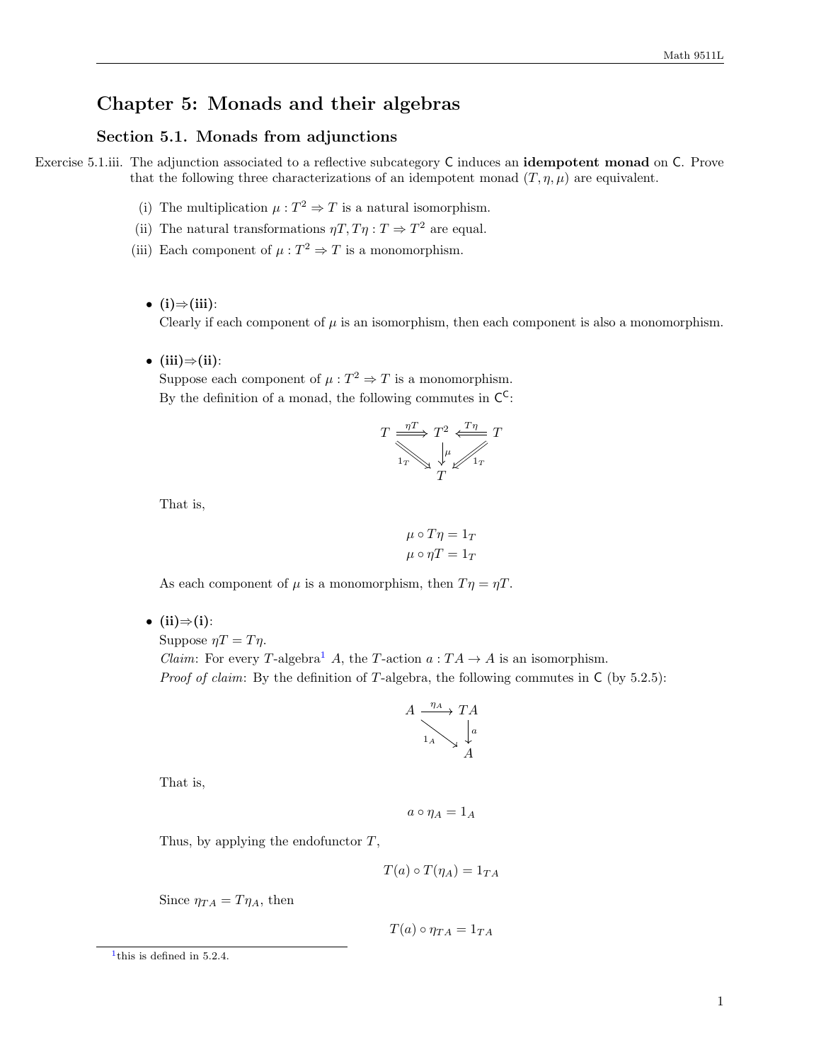# Chapter 5: Monads and their algebras

## Section 5.1. Monads from adjunctions

Exercise 5.1.iii. The adjunction associated to a reflective subcategory $\mathsf{C}$ induces an **idempotent monad** on $\mathsf{C}$. Prove that the following three characterizations of an idempotent monad $(T, \eta, \mu)$ are equivalent.

(i) The multiplication $\mu : T^2 \Rightarrow T$ is a natural isomorphism.

(ii) The natural transformations $\eta T, T\eta : T \Rightarrow T^2$ are equal.

(iii) Each component of $\mu : T^2 \Rightarrow T$ is a monomorphism.

- **(i)⇒(iii)**:
  Clearly if each component of $\mu$ is an isomorphism, then each component is also a monomorphism.

- **(iii)⇒(ii)**:
  Suppose each component of $\mu : T^2 \Rightarrow T$ is a monomorphism.
  By the definition of a monad, the following commutes in $\mathsf{C}^{\mathsf{C}}$:

$$\begin{array}{ccccc} T & \xRightarrow{\eta T} & T^2 & \xLeftarrow{T\eta} & T \\ & {\scriptstyle 1_T}\searrow & \Downarrow{\scriptstyle \mu} & \swarrow{\scriptstyle 1_T} & \\ & & T & & \end{array}$$

  That is,

$$\mu \circ T\eta = 1_T$$
$$\mu \circ \eta T = 1_T$$

  As each component of $\mu$ is a monomorphism, then $T\eta = \eta T$.

- **(ii)⇒(i)**:
  Suppose $\eta T = T\eta$.
  *Claim*: For every $T$-algebra[1] $A$, the $T$-action $a : TA \to A$ is an isomorphism.
  *Proof of claim*: By the definition of $T$-algebra, the following commutes in $\mathsf{C}$ (by 5.2.5):

$$\begin{array}{ccc} A & \xrightarrow{\eta_A} & TA \\ & {\scriptstyle 1_A}\searrow & \downarrow{\scriptstyle a} \\ & & A \end{array}$$

  That is,

$$a \circ \eta_A = 1_A$$

  Thus, by applying the endofunctor $T$,

$$T(a) \circ T(\eta_A) = 1_{TA}$$

  Since $\eta_{TA} = T\eta_A$, then

$$T(a) \circ \eta_{TA} = 1_{TA}$$

[1] this is defined in 5.2.4.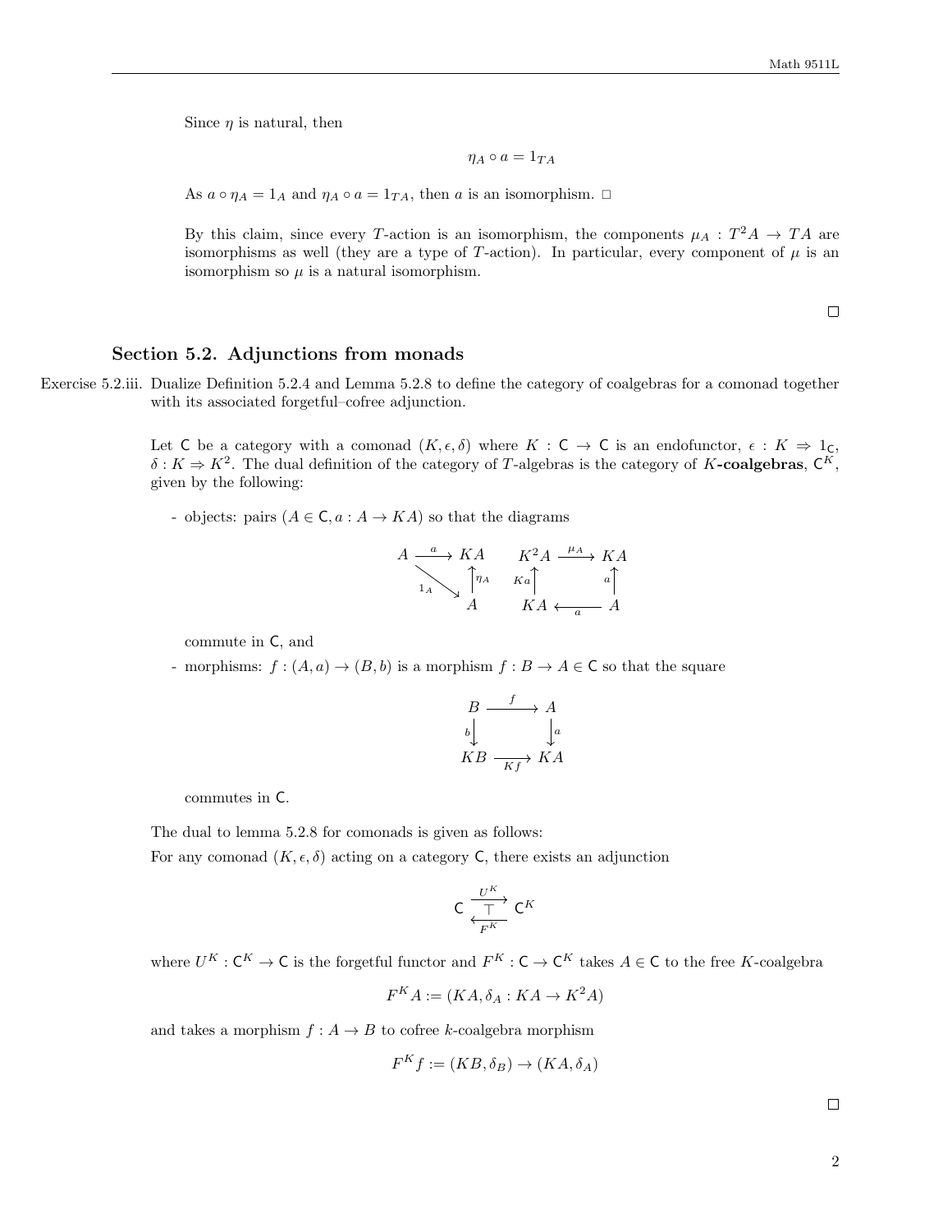Since $\eta$ is natural, then

$$\eta_A \circ a = 1_{TA}$$

As $a \circ \eta_A = 1_A$ and $\eta_A \circ a = 1_{TA}$, then $a$ is an isomorphism. □

By this claim, since every $T$-action is an isomorphism, the components $\mu_A : T^2A \to TA$ are isomorphisms as well (they are a type of $T$-action). In particular, every component of $\mu$ is an isomorphism so $\mu$ is a natural isomorphism.

□

## Section 5.2. Adjunctions from monads

Exercise 5.2.iii. Dualize Definition 5.2.4 and Lemma 5.2.8 to define the category of coalgebras for a comonad together with its associated forgetful–cofree adjunction.

Let $\mathsf{C}$ be a category with a comonad $(K, \epsilon, \delta)$ where $K : \mathsf{C} \to \mathsf{C}$ is an endofunctor, $\epsilon : K \Rightarrow 1_{\mathsf{C}}$, $\delta : K \Rightarrow K^2$. The dual definition of the category of $T$-algebras is the category of $K$**-coalgebras**, $\mathsf{C}^K$, given by the following:

- objects: pairs $(A \in \mathsf{C}, a : A \to KA)$ so that the diagrams

$$\begin{array}{ccc} A & \xrightarrow{a} & KA \\ & \searrow^{1_A} & \uparrow \eta_A \\ & & A \end{array} \qquad \begin{array}{ccc} K^2A & \xrightarrow{\mu_A} & KA \\ Ka \uparrow & & \uparrow a \\ KA & \xleftarrow{a} & A \end{array}$$

commute in $\mathsf{C}$, and

- morphisms: $f : (A, a) \to (B, b)$ is a morphism $f : B \to A \in \mathsf{C}$ so that the square

$$\begin{array}{ccc} B & \xrightarrow{f} & A \\ b \downarrow & & \downarrow a \\ KB & \xrightarrow{Kf} & KA \end{array}$$

commutes in $\mathsf{C}$.

The dual to lemma 5.2.8 for comonads is given as follows:

For any comonad $(K, \epsilon, \delta)$ acting on a category $\mathsf{C}$, there exists an adjunction

$$\mathsf{C} \underset{F^K}{\overset{U^K}{\underset{\longleftarrow}{\overset{\longrightarrow}{\top}}}} \mathsf{C}^K$$

where $U^K : \mathsf{C}^K \to \mathsf{C}$ is the forgetful functor and $F^K : \mathsf{C} \to \mathsf{C}^K$ takes $A \in \mathsf{C}$ to the free $K$-coalgebra

$$F^K A := (KA, \delta_A : KA \to K^2A)$$

and takes a morphism $f : A \to B$ to cofree $k$-coalgebra morphism

$$F^K f := (KB, \delta_B) \to (KA, \delta_A)$$

□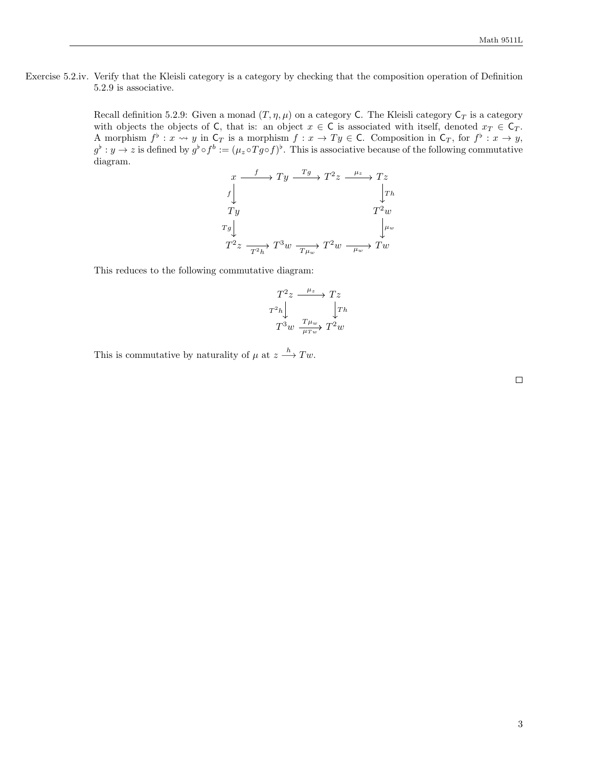Exercise 5.2.iv. Verify that the Kleisli category is a category by checking that the composition operation of Definition 5.2.9 is associative.

Recall definition 5.2.9: Given a monad $(T, \eta, \mu)$ on a category $\mathsf{C}$. The Kleisli category $\mathsf{C}_T$ is a category with objects the objects of $\mathsf{C}$, that is: an object $x \in \mathsf{C}$ is associated with itself, denoted $x_T \in \mathsf{C}_T$. A morphism $f^\flat : x \rightsquigarrow y$ in $\mathsf{C}_T$ is a morphism $f : x \to Ty \in \mathsf{C}$. Composition in $\mathsf{C}_T$, for $f^\flat : x \to y$, $g^\flat : y \to z$ is defined by $g^\flat \circ f^b := (\mu_z \circ Tg \circ f)^\flat$. This is associative because of the following commutative diagram.

$$
\begin{array}{ccccccc}
x & \xrightarrow{f} & Ty & \xrightarrow{Tg} & T^2 z & \xrightarrow{\mu_z} & Tz \\
{\scriptstyle f}\downarrow & & & & & & \downarrow{\scriptstyle Th} \\
Ty & & & & & & T^2 w \\
{\scriptstyle Tg}\downarrow & & & & & & \downarrow{\scriptstyle \mu_w} \\
T^2 z & \xrightarrow[T^2 h]{} & T^3 w & \xrightarrow[T\mu_w]{} & T^2 w & \xrightarrow[\mu_w]{} & Tw
\end{array}
$$

This reduces to the following commutative diagram:

$$
\begin{array}{ccc}
T^2 z & \xrightarrow{\mu_z} & Tz \\
{\scriptstyle T^2 h}\downarrow & & \downarrow{\scriptstyle Th} \\
T^3 w & \xrightarrow[\mu_{Tw}]{T\mu_w} & T^2 w
\end{array}
$$

This is commutative by naturality of $\mu$ at $z \xrightarrow{h} Tw$.

$\square$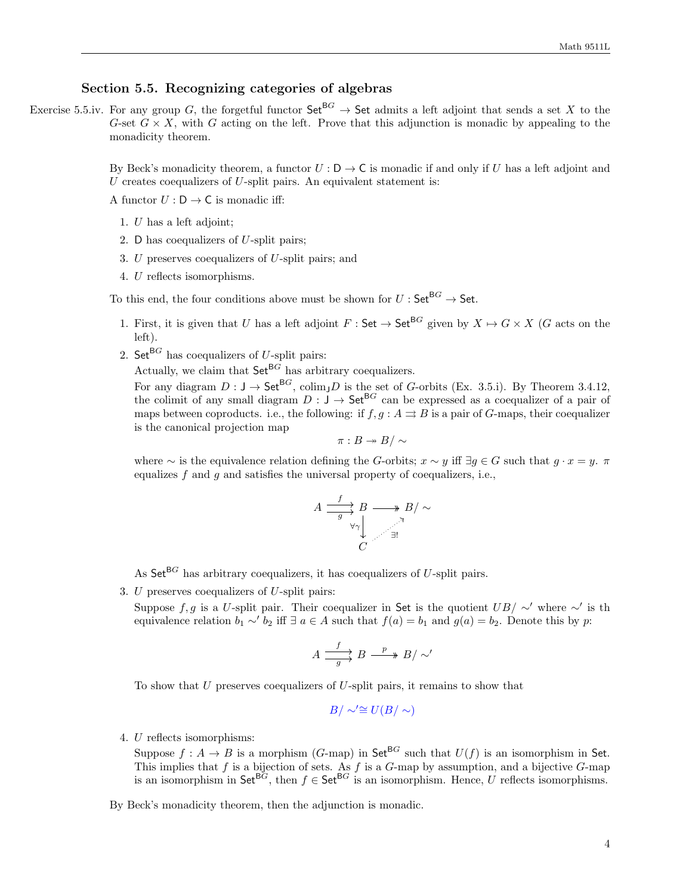### Section 5.5. Recognizing categories of algebras

Exercise 5.5.iv. For any group $G$, the forgetful functor $\mathsf{Set}^{\mathsf{B}G} \to \mathsf{Set}$ admits a left adjoint that sends a set $X$ to the $G$-set $G \times X$, with $G$ acting on the left. Prove that this adjunction is monadic by appealing to the monadicity theorem.

By Beck's monadicity theorem, a functor $U : \mathsf{D} \to \mathsf{C}$ is monadic if and only if $U$ has a left adjoint and $U$ creates coequalizers of $U$-split pairs. An equivalent statement is:

A functor $U : \mathsf{D} \to \mathsf{C}$ is monadic iff:

1. $U$ has a left adjoint;
2. $\mathsf{D}$ has coequalizers of $U$-split pairs;
3. $U$ preserves coequalizers of $U$-split pairs; and
4. $U$ reflects isomorphisms.

To this end, the four conditions above must be shown for $U : \mathsf{Set}^{\mathsf{B}G} \to \mathsf{Set}$.

1. First, it is given that $U$ has a left adjoint $F : \mathsf{Set} \to \mathsf{Set}^{\mathsf{B}G}$ given by $X \mapsto G \times X$ ($G$ acts on the left).
2. $\mathsf{Set}^{\mathsf{B}G}$ has coequalizers of $U$-split pairs:
   Actually, we claim that $\mathsf{Set}^{\mathsf{B}G}$ has arbitrary coequalizers.
   For any diagram $D : \mathsf{J} \to \mathsf{Set}^{\mathsf{B}G}$, $\operatorname{colim}_{\mathsf{J}} D$ is the set of $G$-orbits (Ex. 3.5.i). By Theorem 3.4.12, the colimit of any small diagram $D : \mathsf{J} \to \mathsf{Set}^{\mathsf{B}G}$ can be expressed as a coequalizer of a pair of maps between coproducts. i.e., the following: if $f, g : A \rightrightarrows B$ is a pair of $G$-maps, their coequalizer is the canonical projection map
   $$\pi : B \twoheadrightarrow B/\sim$$
   where $\sim$ is the equivalence relation defining the $G$-orbits; $x \sim y$ iff $\exists g \in G$ such that $g \cdot x = y$. $\pi$ equalizes $f$ and $g$ and satisfies the universal property of coequalizers, i.e.,
   $$\begin{array}{ccc} A \overset{f}{\underset{g}{\rightrightarrows}} & B & \twoheadrightarrow B/\sim \\ & \forall\gamma \downarrow & \nearrow \exists! \\ & C & \end{array}$$
   As $\mathsf{Set}^{\mathsf{B}G}$ has arbitrary coequalizers, it has coequalizers of $U$-split pairs.
3. $U$ preserves coequalizers of $U$-split pairs:
   Suppose $f, g$ is a $U$-split pair. Their coequalizer in $\mathsf{Set}$ is the quotient $UB/\sim'$ where $\sim'$ is th equivalence relation $b_1 \sim' b_2$ iff $\exists\ a \in A$ such that $f(a) = b_1$ and $g(a) = b_2$. Denote this by $p$:
   $$A \overset{f}{\underset{g}{\rightrightarrows}} B \overset{p}{\twoheadrightarrow} B/\sim'$$
   To show that $U$ preserves coequalizers of $U$-split pairs, it remains to show that
   $$B/\sim' \cong U(B/\sim)$$
4. $U$ reflects isomorphisms:
   Suppose $f : A \to B$ is a morphism ($G$-map) in $\mathsf{Set}^{\mathsf{B}G}$ such that $U(f)$ is an isomorphism in $\mathsf{Set}$. This implies that $f$ is a bijection of sets. As $f$ is a $G$-map by assumption, and a bijective $G$-map is an isomorphism in $\mathsf{Set}^{\mathsf{B}G}$, then $f \in \mathsf{Set}^{\mathsf{B}G}$ is an isomorphism. Hence, $U$ reflects isomorphisms.

By Beck's monadicity theorem, then the adjunction is monadic.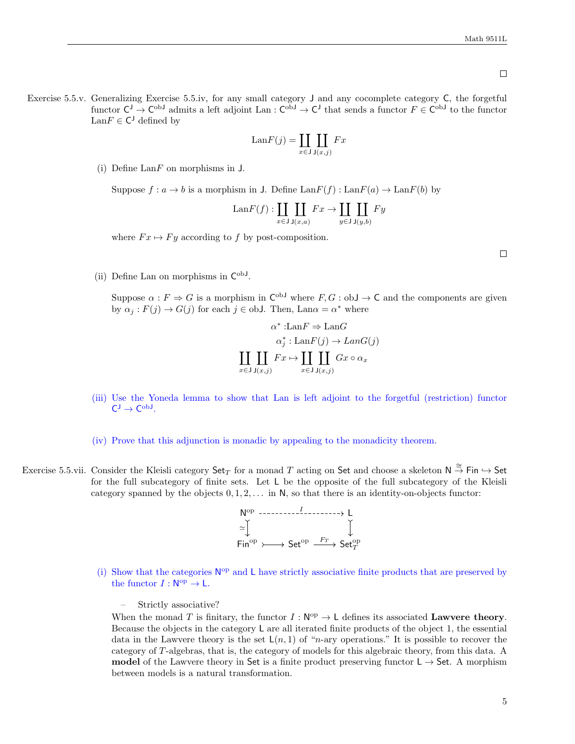□

Exercise 5.5.v. Generalizing Exercise 5.5.iv, for any small category $\mathsf{J}$ and any cocomplete category $\mathsf{C}$, the forgetful functor $\mathsf{C}^{\mathsf{J}} \to \mathsf{C}^{\mathrm{obJ}}$ admits a left adjoint $\mathrm{Lan} : \mathsf{C}^{\mathrm{obJ}} \to \mathsf{C}^{\mathsf{J}}$ that sends a functor $F \in \mathsf{C}^{\mathrm{obJ}}$ to the functor $\mathrm{Lan}F \in \mathsf{C}^{\mathsf{J}}$ defined by

$$\mathrm{Lan}F(j) = \coprod_{x \in \mathsf{J}} \coprod_{\mathsf{J}(x,j)} Fx$$

(i) Define $\mathrm{Lan}F$ on morphisms in $\mathsf{J}$.

Suppose $f : a \to b$ is a morphism in $\mathsf{J}$. Define $\mathrm{Lan}F(f) : \mathrm{Lan}F(a) \to \mathrm{Lan}F(b)$ by

$$\mathrm{Lan}F(f) : \coprod_{x \in \mathsf{J}} \coprod_{\mathsf{J}(x,a)} Fx \to \coprod_{y \in \mathsf{J}} \coprod_{\mathsf{J}(y,b)} Fy$$

where $Fx \mapsto Fy$ according to $f$ by post-composition.

□

(ii) Define Lan on morphisms in $\mathsf{C}^{\mathrm{obJ}}$.

Suppose $\alpha : F \Rightarrow G$ is a morphism in $\mathsf{C}^{\mathrm{obJ}}$ where $F, G : \mathrm{obJ} \to \mathsf{C}$ and the components are given by $\alpha_j : F(j) \to G(j)$ for each $j \in \mathrm{obJ}$. Then, $\mathrm{Lan}\alpha = \alpha^*$ where

$$\alpha^* : \mathrm{Lan}F \Rightarrow \mathrm{Lan}G$$
$$\alpha_j^* : \mathrm{Lan}F(j) \to LanG(j)$$
$$\coprod_{x \in \mathsf{J}} \coprod_{\mathsf{J}(x,j)} Fx \mapsto \coprod_{x \in \mathsf{J}} \coprod_{\mathsf{J}(x,j)} Gx \circ \alpha_x$$

(iii) Use the Yoneda lemma to show that Lan is left adjoint to the forgetful (restriction) functor $\mathsf{C}^{\mathsf{J}} \to \mathsf{C}^{\mathrm{obJ}}$.

(iv) Prove that this adjunction is monadic by appealing to the monadicity theorem.

Exercise 5.5.vii. Consider the Kleisli category $\mathsf{Set}_T$ for a monad $T$ acting on $\mathsf{Set}$ and choose a skeleton $\mathsf{N} \xrightarrow{\cong} \mathsf{Fin} \hookrightarrow \mathsf{Set}$ for the full subcategory of finite sets. Let $\mathsf{L}$ be the opposite of the full subcategory of the Kleisli category spanned by the objects $0, 1, 2, \ldots$ in $\mathsf{N}$, so that there is an identity-on-objects functor:

$$\begin{array}{ccccc} \mathsf{N}^{\mathrm{op}} & & \overset{I}{\dashrightarrow} & & \mathsf{L} \\ \simeq\downarrow & & & & \downarrow \\ \mathsf{Fin}^{\mathrm{op}} & \rightarrowtail & \mathsf{Set}^{\mathrm{op}} & \xrightarrow{F_T} & \mathsf{Set}_T^{\mathrm{op}} \end{array}$$

(i) Show that the categories $\mathsf{N}^{\mathrm{op}}$ and $\mathsf{L}$ have strictly associative finite products that are preserved by the functor $I : \mathsf{N}^{\mathrm{op}} \to \mathsf{L}$.

– Strictly associative?

When the monad $T$ is finitary, the functor $I : \mathsf{N}^{\mathrm{op}} \to \mathsf{L}$ defines its associated **Lawvere theory**. Because the objects in the category $\mathsf{L}$ are all iterated finite products of the object 1, the essential data in the Lawvere theory is the set $\mathsf{L}(n, 1)$ of "$n$-ary operations." It is possible to recover the category of $T$-algebras, that is, the category of models for this algebraic theory, from this data. A **model** of the Lawvere theory in $\mathsf{Set}$ is a finite product preserving functor $\mathsf{L} \to \mathsf{Set}$. A morphism between models is a natural transformation.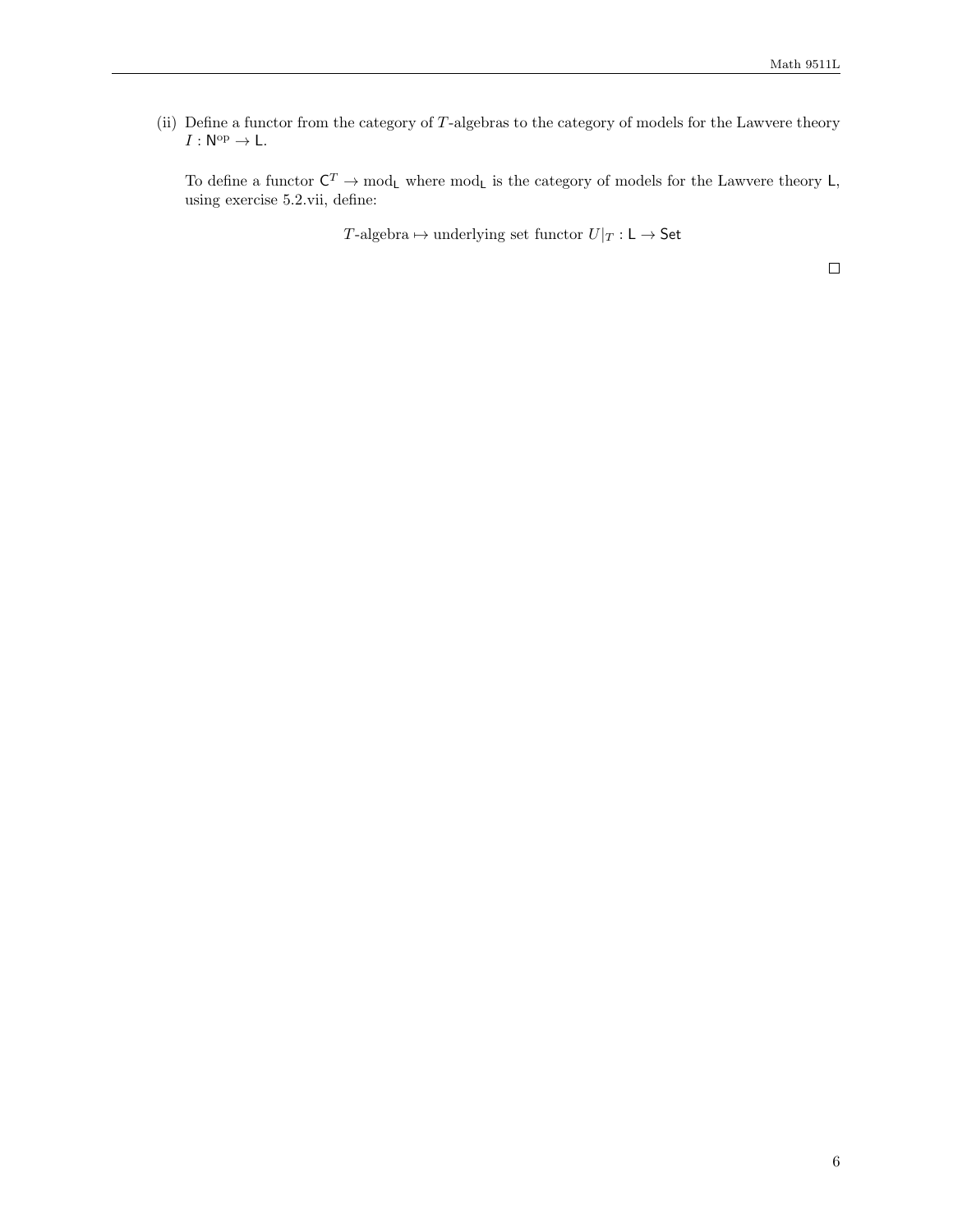(ii) Define a functor from the category of $T$-algebras to the category of models for the Lawvere theory $I : \mathsf{N}^{\mathrm{op}} \to \mathsf{L}$.

To define a functor $\mathsf{C}^T \to \mathrm{mod}_{\mathsf{L}}$ where $\mathrm{mod}_{\mathsf{L}}$ is the category of models for the Lawvere theory $\mathsf{L}$, using exercise 5.2.vii, define:

$$T\text{-algebra} \mapsto \text{underlying set functor } U|_T : \mathsf{L} \to \mathsf{Set}$$

□